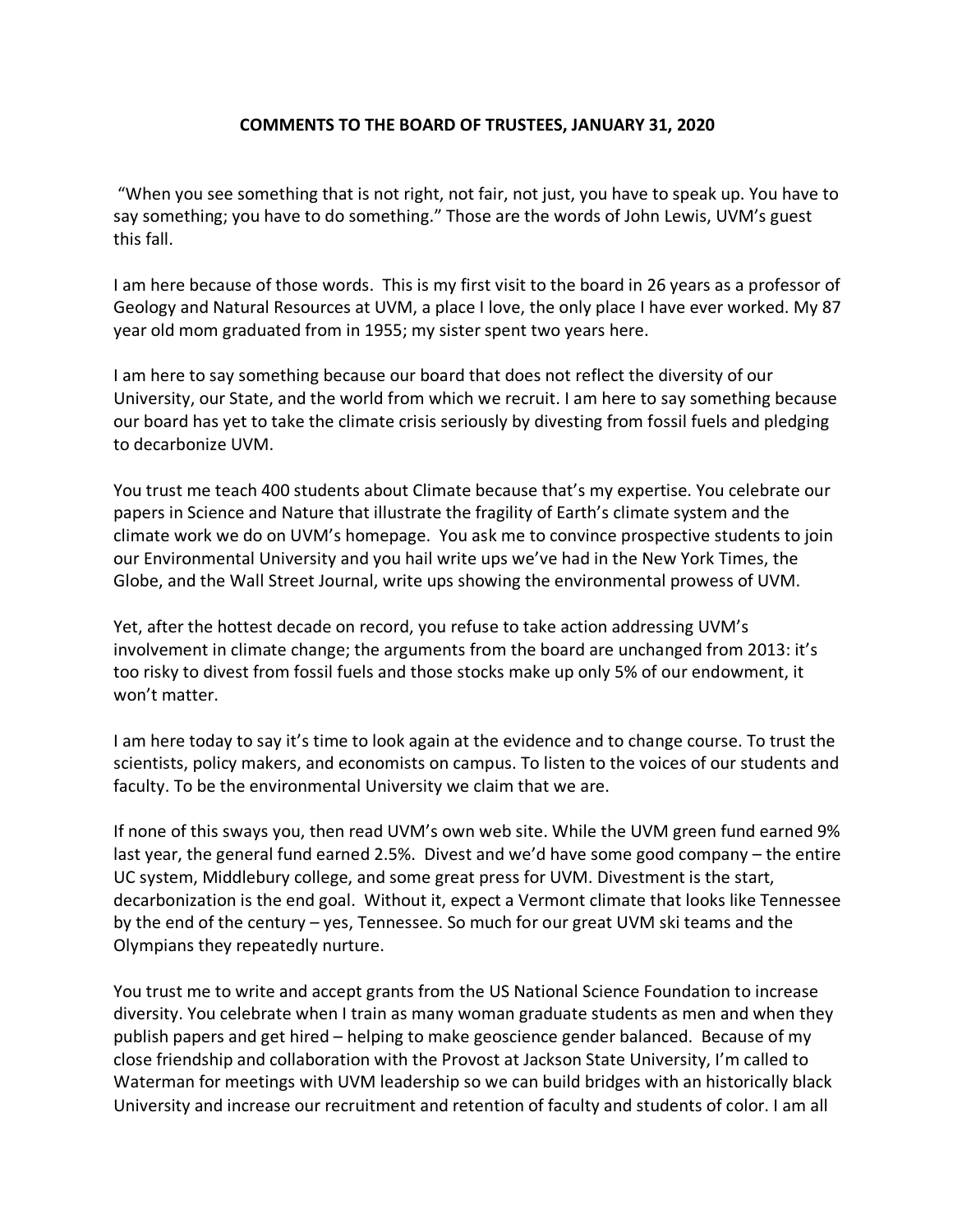# COMMENTS TO THE BOARD OF TRUSTEES, JANUARY 31, 2020

"When you see something that is not right, not fair, not just, you have to speak up. You have to say something; you have to do something." Those are the words of John Lewis, UVM's guest this fall.

I am here because of those words. This is my first visit to the board in 26 years as a professor of Geology and Natural Resources at UVM, a place I love, the only place I have ever worked. My 87 year old mom graduated from in 1955; my sister spent two years here.

I am here to say something because our board that does not reflect the diversity of our University, our State, and the world from which we recruit. I am here to say something because our board has yet to take the climate crisis seriously by divesting from fossil fuels and pledging to decarbonize UVM.

You trust me teach 400 students about Climate because that's my expertise. You celebrate our papers in Science and Nature that illustrate the fragility of Earth's climate system and the climate work we do on UVM's homepage. You ask me to convince prospective students to join our Environmental University and you hail write ups we've had in the New York Times, the Globe, and the Wall Street Journal, write ups showing the environmental prowess of UVM.

Yet, after the hottest decade on record, you refuse to take action addressing UVM's involvement in climate change; the arguments from the board are unchanged from 2013: it's too risky to divest from fossil fuels and those stocks make up only 5% of our endowment, it won't matter.

I am here today to say it's time to look again at the evidence and to change course. To trust the scientists, policy makers, and economists on campus. To listen to the voices of our students and faculty. To be the environmental University we claim that we are.

If none of this sways you, then read UVM's own web site. While the UVM green fund earned 9% last year, the general fund earned 2.5%. Divest and we'd have some good company – the entire UC system, Middlebury college, and some great press for UVM. Divestment is the start, decarbonization is the end goal. Without it, expect a Vermont climate that looks like Tennessee by the end of the century – yes, Tennessee. So much for our great UVM ski teams and the Olympians they repeatedly nurture.

You trust me to write and accept grants from the US National Science Foundation to increase diversity. You celebrate when I train as many woman graduate students as men and when they publish papers and get hired – helping to make geoscience gender balanced. Because of my close friendship and collaboration with the Provost at Jackson State University, I'm called to Waterman for meetings with UVM leadership so we can build bridges with an historically black University and increase our recruitment and retention of faculty and students of color. I am all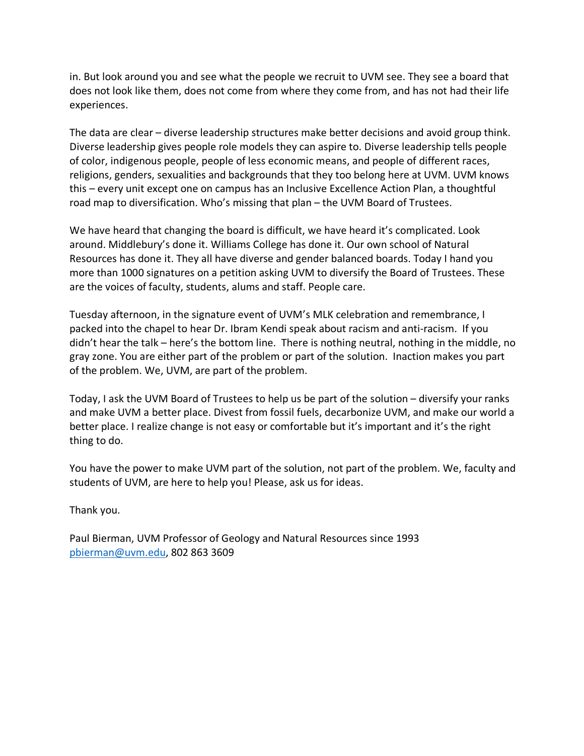in. But look around you and see what the people we recruit to UVM see. They see a board that does not look like them, does not come from where they come from, and has not had their life experiences.

The data are clear – diverse leadership structures make better decisions and avoid group think. Diverse leadership gives people role models they can aspire to. Diverse leadership tells people of color, indigenous people, people of less economic means, and people of different races, religions, genders, sexualities and backgrounds that they too belong here at UVM. UVM knows this – every unit except one on campus has an Inclusive Excellence Action Plan, a thoughtful road map to diversification. Who's missing that plan – the UVM Board of Trustees.

We have heard that changing the board is difficult, we have heard it's complicated. Look around. Middlebury's done it. Williams College has done it. Our own school of Natural Resources has done it. They all have diverse and gender balanced boards. Today I hand you more than 1000 signatures on a petition asking UVM to diversify the Board of Trustees. These are the voices of faculty, students, alums and staff. People care.

Tuesday afternoon, in the signature event of UVM's MLK celebration and remembrance, I packed into the chapel to hear Dr. Ibram Kendi speak about racism and anti-racism. If you didn't hear the talk – here's the bottom line. There is nothing neutral, nothing in the middle, no gray zone. You are either part of the problem or part of the solution. Inaction makes you part of the problem. We, UVM, are part of the problem.

Today, I ask the UVM Board of Trustees to help us be part of the solution – diversify your ranks and make UVM a better place. Divest from fossil fuels, decarbonize UVM, and make our world a better place. I realize change is not easy or comfortable but it's important and it's the right thing to do.

You have the power to make UVM part of the solution, not part of the problem. We, faculty and students of UVM, are here to help you! Please, ask us for ideas.

Thank you.

Paul Bierman, UVM Professor of Geology and Natural Resources since 1993
pbierman@uvm.edu, 802 863 3609